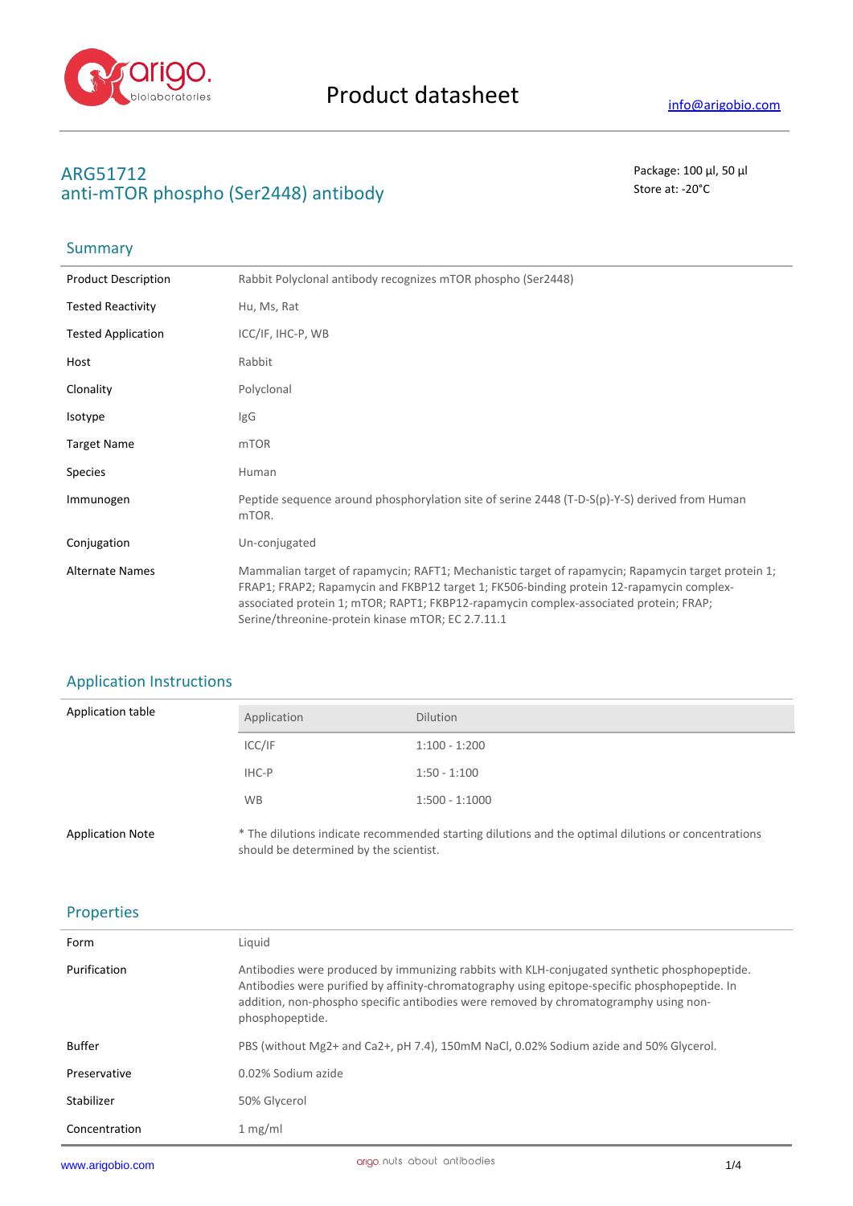# Product datasheet

info@arigobio.com

## ARG51712
## anti-mTOR phospho (Ser2448) antibody

Package: 100 μl, 50 μl
Store at: -20°C

## Summary

| | |
|---|---|
| Product Description | Rabbit Polyclonal antibody recognizes mTOR phospho (Ser2448) |
| Tested Reactivity | Hu, Ms, Rat |
| Tested Application | ICC/IF, IHC-P, WB |
| Host | Rabbit |
| Clonality | Polyclonal |
| Isotype | IgG |
| Target Name | mTOR |
| Species | Human |
| Immunogen | Peptide sequence around phosphorylation site of serine 2448 (T-D-S(p)-Y-S) derived from Human mTOR. |
| Conjugation | Un-conjugated |
| Alternate Names | Mammalian target of rapamycin; RAFT1; Mechanistic target of rapamycin; Rapamycin target protein 1; FRAP1; FRAP2; Rapamycin and FKBP12 target 1; FK506-binding protein 12-rapamycin complex-associated protein 1; mTOR; RAPT1; FKBP12-rapamycin complex-associated protein; FRAP; Serine/threonine-protein kinase mTOR; EC 2.7.11.1 |

## Application Instructions

Application table

| Application | Dilution |
|---|---|
| ICC/IF | 1:100 - 1:200 |
| IHC-P | 1:50 - 1:100 |
| WB | 1:500 - 1:1000 |

Application Note: * The dilutions indicate recommended starting dilutions and the optimal dilutions or concentrations should be determined by the scientist.

## Properties

| | |
|---|---|
| Form | Liquid |
| Purification | Antibodies were produced by immunizing rabbits with KLH-conjugated synthetic phosphopeptide. Antibodies were purified by affinity-chromatography using epitope-specific phosphopeptide. In addition, non-phospho specific antibodies were removed by chromatogramphy using non-phosphopeptide. |
| Buffer | PBS (without Mg2+ and Ca2+, pH 7.4), 150mM NaCl, 0.02% Sodium azide and 50% Glycerol. |
| Preservative | 0.02% Sodium azide |
| Stabilizer | 50% Glycerol |
| Concentration | 1 mg/ml |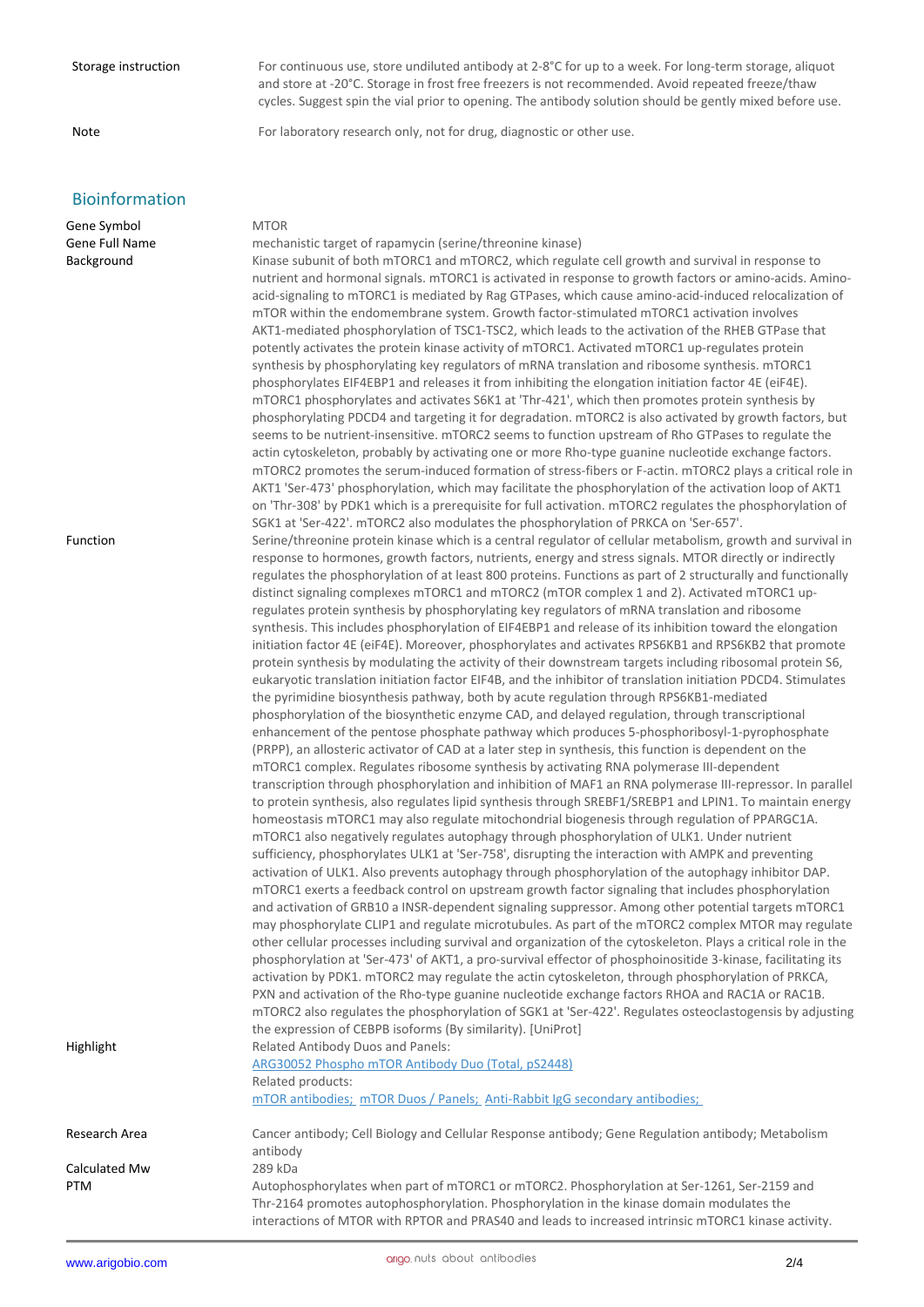| | |
|---|---|
| Storage instruction | For continuous use, store undiluted antibody at 2-8°C for up to a week. For long-term storage, aliquot and store at -20°C. Storage in frost free freezers is not recommended. Avoid repeated freeze/thaw cycles. Suggest spin the vial prior to opening. The antibody solution should be gently mixed before use. |
| Note | For laboratory research only, not for drug, diagnostic or other use. |

## Bioinformation

| | |
|---|---|
| Gene Symbol | MTOR |
| Gene Full Name | mechanistic target of rapamycin (serine/threonine kinase) |
| Background | Kinase subunit of both mTORC1 and mTORC2, which regulate cell growth and survival in response to nutrient and hormonal signals. mTORC1 is activated in response to growth factors or amino-acids. Amino-acid-signaling to mTORC1 is mediated by Rag GTPases, which cause amino-acid-induced relocalization of mTOR within the endomembrane system. Growth factor-stimulated mTORC1 activation involves AKT1-mediated phosphorylation of TSC1-TSC2, which leads to the activation of the RHEB GTPase that potently activates the protein kinase activity of mTORC1. Activated mTORC1 up-regulates protein synthesis by phosphorylating key regulators of mRNA translation and ribosome synthesis. mTORC1 phosphorylates EIF4EBP1 and releases it from inhibiting the elongation initiation factor 4E (eiF4E). mTORC1 phosphorylates and activates S6K1 at 'Thr-421', which then promotes protein synthesis by phosphorylating PDCD4 and targeting it for degradation. mTORC2 is also activated by growth factors, but seems to be nutrient-insensitive. mTORC2 seems to function upstream of Rho GTPases to regulate the actin cytoskeleton, probably by activating one or more Rho-type guanine nucleotide exchange factors. mTORC2 promotes the serum-induced formation of stress-fibers or F-actin. mTORC2 plays a critical role in AKT1 'Ser-473' phosphorylation, which may facilitate the phosphorylation of the activation loop of AKT1 on 'Thr-308' by PDK1 which is a prerequisite for full activation. mTORC2 regulates the phosphorylation of SGK1 at 'Ser-422'. mTORC2 also modulates the phosphorylation of PRKCA on 'Ser-657'. |
| Function | Serine/threonine protein kinase which is a central regulator of cellular metabolism, growth and survival in response to hormones, growth factors, nutrients, energy and stress signals. MTOR directly or indirectly regulates the phosphorylation of at least 800 proteins. Functions as part of 2 structurally and functionally distinct signaling complexes mTORC1 and mTORC2 (mTOR complex 1 and 2). Activated mTORC1 up-regulates protein synthesis by phosphorylating key regulators of mRNA translation and ribosome synthesis. This includes phosphorylation of EIF4EBP1 and release of its inhibition toward the elongation initiation factor 4E (eiF4E). Moreover, phosphorylates and activates RPS6KB1 and RPS6KB2 that promote protein synthesis by modulating the activity of their downstream targets including ribosomal protein S6, eukaryotic translation initiation factor EIF4B, and the inhibitor of translation initiation PDCD4. Stimulates the pyrimidine biosynthesis pathway, both by acute regulation through RPS6KB1-mediated phosphorylation of the biosynthetic enzyme CAD, and delayed regulation, through transcriptional enhancement of the pentose phosphate pathway which produces 5-phosphoribosyl-1-pyrophosphate (PRPP), an allosteric activator of CAD at a later step in synthesis, this function is dependent on the mTORC1 complex. Regulates ribosome synthesis by activating RNA polymerase III-dependent transcription through phosphorylation and inhibition of MAF1 an RNA polymerase III-repressor. In parallel to protein synthesis, also regulates lipid synthesis through SREBF1/SREBP1 and LPIN1. To maintain energy homeostasis mTORC1 may also regulate mitochondrial biogenesis through regulation of PPARGC1A. mTORC1 also negatively regulates autophagy through phosphorylation of ULK1. Under nutrient sufficiency, phosphorylates ULK1 at 'Ser-758', disrupting the interaction with AMPK and preventing activation of ULK1. Also prevents autophagy through phosphorylation of the autophagy inhibitor DAP. mTORC1 exerts a feedback control on upstream growth factor signaling that includes phosphorylation and activation of GRB10 a INSR-dependent signaling suppressor. Among other potential targets mTORC1 may phosphorylate CLIP1 and regulate microtubules. As part of the mTORC2 complex MTOR may regulate other cellular processes including survival and organization of the cytoskeleton. Plays a critical role in the phosphorylation at 'Ser-473' of AKT1, a pro-survival effector of phosphoinositide 3-kinase, facilitating its activation by PDK1. mTORC2 may regulate the actin cytoskeleton, through phosphorylation of PRKCA, PXN and activation of the Rho-type guanine nucleotide exchange factors RHOA and RAC1A or RAC1B. mTORC2 also regulates the phosphorylation of SGK1 at 'Ser-422'. Regulates osteoclastogensis by adjusting the expression of CEBPB isoforms (By similarity). [UniProt] |
| Highlight | Related Antibody Duos and Panels:<br>ARG30052 Phospho mTOR Antibody Duo (Total, pS2448)<br>Related products:<br>mTOR antibodies; mTOR Duos / Panels; Anti-Rabbit IgG secondary antibodies; |
| Research Area | Cancer antibody; Cell Biology and Cellular Response antibody; Gene Regulation antibody; Metabolism antibody |
| Calculated Mw | 289 kDa |
| PTM | Autophosphorylates when part of mTORC1 or mTORC2. Phosphorylation at Ser-1261, Ser-2159 and Thr-2164 promotes autophosphorylation. Phosphorylation in the kinase domain modulates the interactions of MTOR with RPTOR and PRAS40 and leads to increased intrinsic mTORC1 kinase activity. |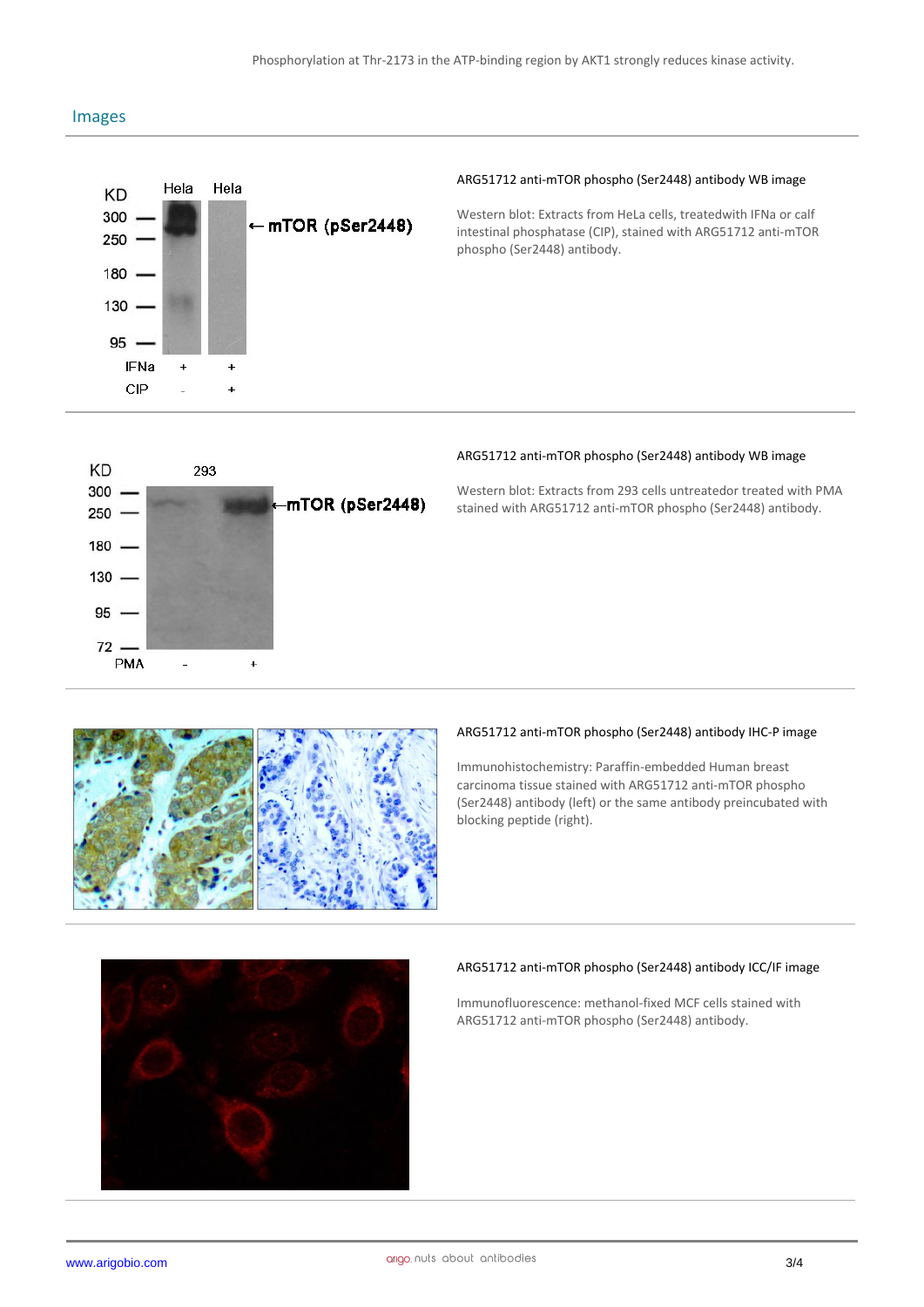Phosphorylation at Thr-2173 in the ATP-binding region by AKT1 strongly reduces kinase activity.

## Images

**ARG51712 anti-mTOR phospho (Ser2448) antibody WB image**

Western blot: Extracts from HeLa cells, treatedwith IFNa or calf intestinal phosphatase (CIP), stained with ARG51712 anti-mTOR phospho (Ser2448) antibody.

**ARG51712 anti-mTOR phospho (Ser2448) antibody WB image**

Western blot: Extracts from 293 cells untreatedor treated with PMA stained with ARG51712 anti-mTOR phospho (Ser2448) antibody.

**ARG51712 anti-mTOR phospho (Ser2448) antibody IHC-P image**

Immunohistochemistry: Paraffin-embedded Human breast carcinoma tissue stained with ARG51712 anti-mTOR phospho (Ser2448) antibody (left) or the same antibody preincubated with blocking peptide (right).

**ARG51712 anti-mTOR phospho (Ser2448) antibody ICC/IF image**

Immunofluorescence: methanol-fixed MCF cells stained with ARG51712 anti-mTOR phospho (Ser2448) antibody.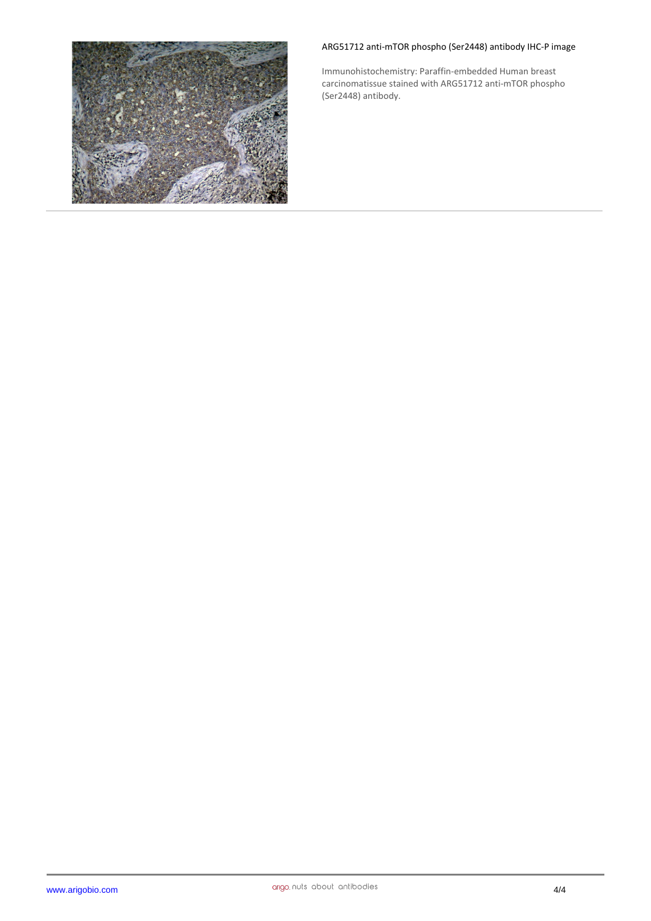ARG51712 anti-mTOR phospho (Ser2448) antibody IHC-P image

Immunohistochemistry: Paraffin-embedded Human breast carcinomatissue stained with ARG51712 anti-mTOR phospho (Ser2448) antibody.